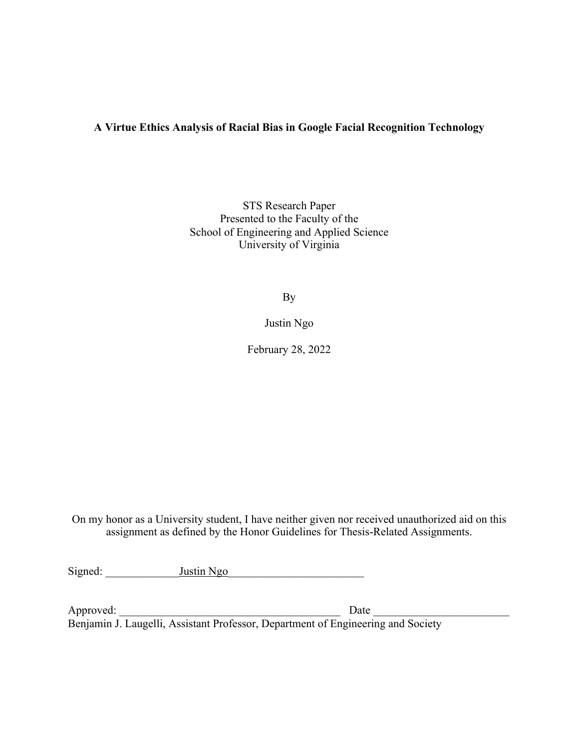**A Virtue Ethics Analysis of Racial Bias in Google Facial Recognition Technology**

STS Research Paper
Presented to the Faculty of the
School of Engineering and Applied Science
University of Virginia

By

Justin Ngo

February 28, 2022

On my honor as a University student, I have neither given nor received unauthorized aid on this assignment as defined by the Honor Guidelines for Thesis-Related Assignments.

Signed: _____________Justin Ngo________________________

Approved: ________________________________________ Date ________________________
Benjamin J. Laugelli, Assistant Professor, Department of Engineering and Society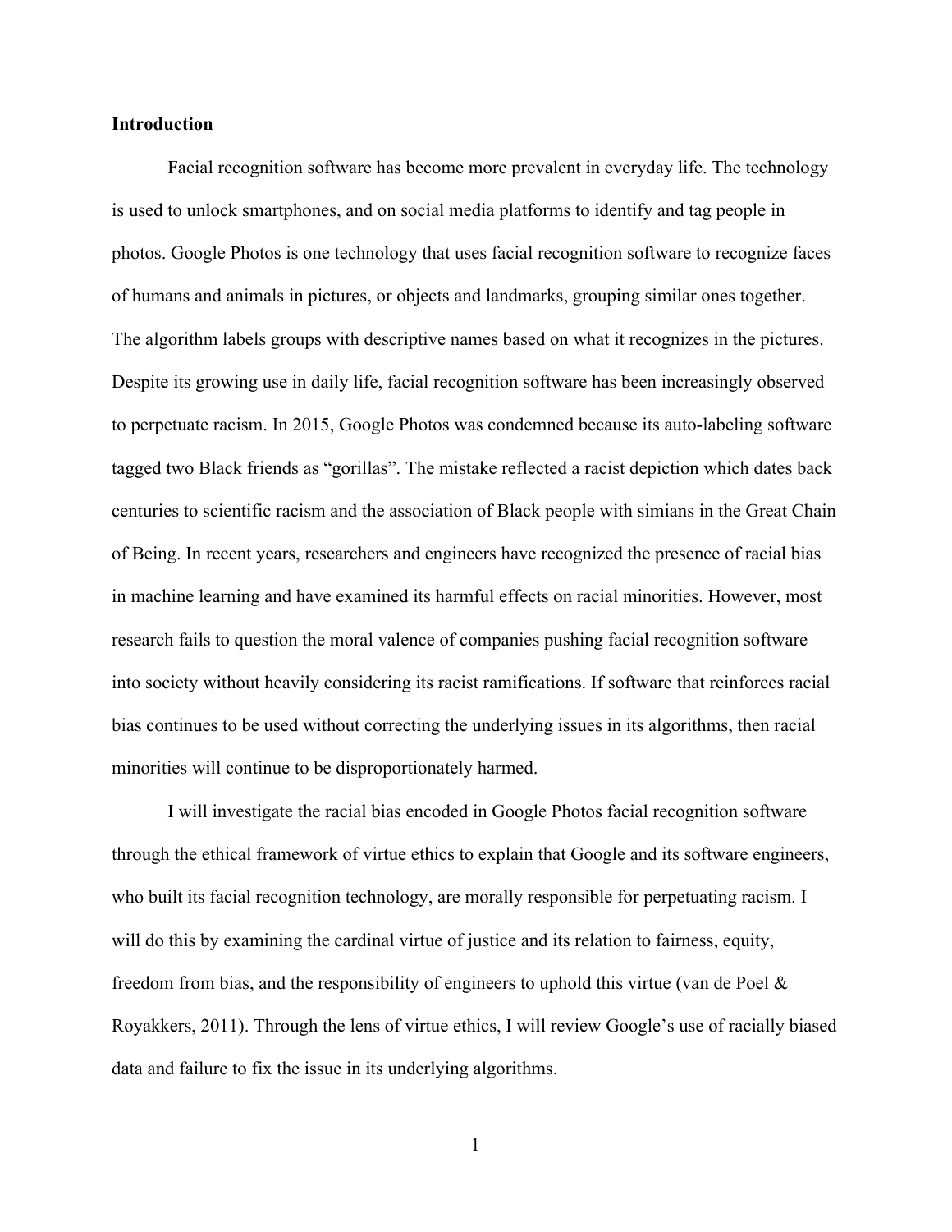**Introduction**

Facial recognition software has become more prevalent in everyday life. The technology is used to unlock smartphones, and on social media platforms to identify and tag people in photos. Google Photos is one technology that uses facial recognition software to recognize faces of humans and animals in pictures, or objects and landmarks, grouping similar ones together. The algorithm labels groups with descriptive names based on what it recognizes in the pictures. Despite its growing use in daily life, facial recognition software has been increasingly observed to perpetuate racism. In 2015, Google Photos was condemned because its auto-labeling software tagged two Black friends as "gorillas". The mistake reflected a racist depiction which dates back centuries to scientific racism and the association of Black people with simians in the Great Chain of Being. In recent years, researchers and engineers have recognized the presence of racial bias in machine learning and have examined its harmful effects on racial minorities. However, most research fails to question the moral valence of companies pushing facial recognition software into society without heavily considering its racist ramifications. If software that reinforces racial bias continues to be used without correcting the underlying issues in its algorithms, then racial minorities will continue to be disproportionately harmed.

I will investigate the racial bias encoded in Google Photos facial recognition software through the ethical framework of virtue ethics to explain that Google and its software engineers, who built its facial recognition technology, are morally responsible for perpetuating racism. I will do this by examining the cardinal virtue of justice and its relation to fairness, equity, freedom from bias, and the responsibility of engineers to uphold this virtue (van de Poel & Royakkers, 2011). Through the lens of virtue ethics, I will review Google's use of racially biased data and failure to fix the issue in its underlying algorithms.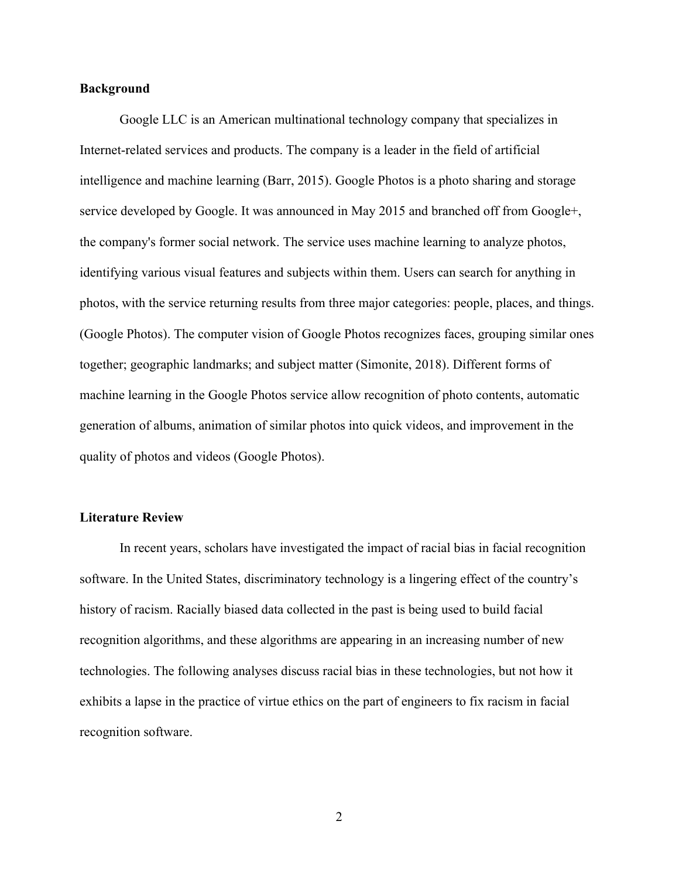**Background**

Google LLC is an American multinational technology company that specializes in Internet-related services and products. The company is a leader in the field of artificial intelligence and machine learning (Barr, 2015). Google Photos is a photo sharing and storage service developed by Google. It was announced in May 2015 and branched off from Google+, the company's former social network. The service uses machine learning to analyze photos, identifying various visual features and subjects within them. Users can search for anything in photos, with the service returning results from three major categories: people, places, and things. (Google Photos). The computer vision of Google Photos recognizes faces, grouping similar ones together; geographic landmarks; and subject matter (Simonite, 2018). Different forms of machine learning in the Google Photos service allow recognition of photo contents, automatic generation of albums, animation of similar photos into quick videos, and improvement in the quality of photos and videos (Google Photos).

**Literature Review**

In recent years, scholars have investigated the impact of racial bias in facial recognition software. In the United States, discriminatory technology is a lingering effect of the country's history of racism. Racially biased data collected in the past is being used to build facial recognition algorithms, and these algorithms are appearing in an increasing number of new technologies. The following analyses discuss racial bias in these technologies, but not how it exhibits a lapse in the practice of virtue ethics on the part of engineers to fix racism in facial recognition software.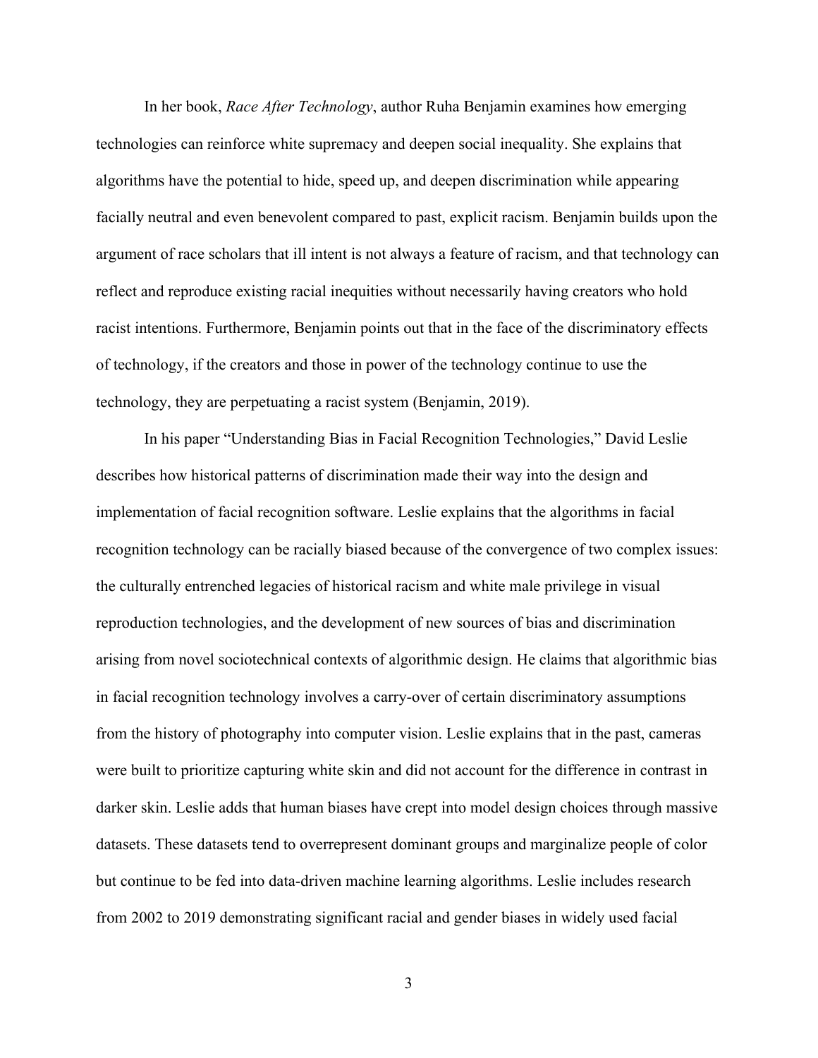In her book, *Race After Technology*, author Ruha Benjamin examines how emerging technologies can reinforce white supremacy and deepen social inequality. She explains that algorithms have the potential to hide, speed up, and deepen discrimination while appearing facially neutral and even benevolent compared to past, explicit racism. Benjamin builds upon the argument of race scholars that ill intent is not always a feature of racism, and that technology can reflect and reproduce existing racial inequities without necessarily having creators who hold racist intentions. Furthermore, Benjamin points out that in the face of the discriminatory effects of technology, if the creators and those in power of the technology continue to use the technology, they are perpetuating a racist system (Benjamin, 2019).

In his paper "Understanding Bias in Facial Recognition Technologies," David Leslie describes how historical patterns of discrimination made their way into the design and implementation of facial recognition software. Leslie explains that the algorithms in facial recognition technology can be racially biased because of the convergence of two complex issues: the culturally entrenched legacies of historical racism and white male privilege in visual reproduction technologies, and the development of new sources of bias and discrimination arising from novel sociotechnical contexts of algorithmic design. He claims that algorithmic bias in facial recognition technology involves a carry-over of certain discriminatory assumptions from the history of photography into computer vision. Leslie explains that in the past, cameras were built to prioritize capturing white skin and did not account for the difference in contrast in darker skin. Leslie adds that human biases have crept into model design choices through massive datasets. These datasets tend to overrepresent dominant groups and marginalize people of color but continue to be fed into data-driven machine learning algorithms. Leslie includes research from 2002 to 2019 demonstrating significant racial and gender biases in widely used facial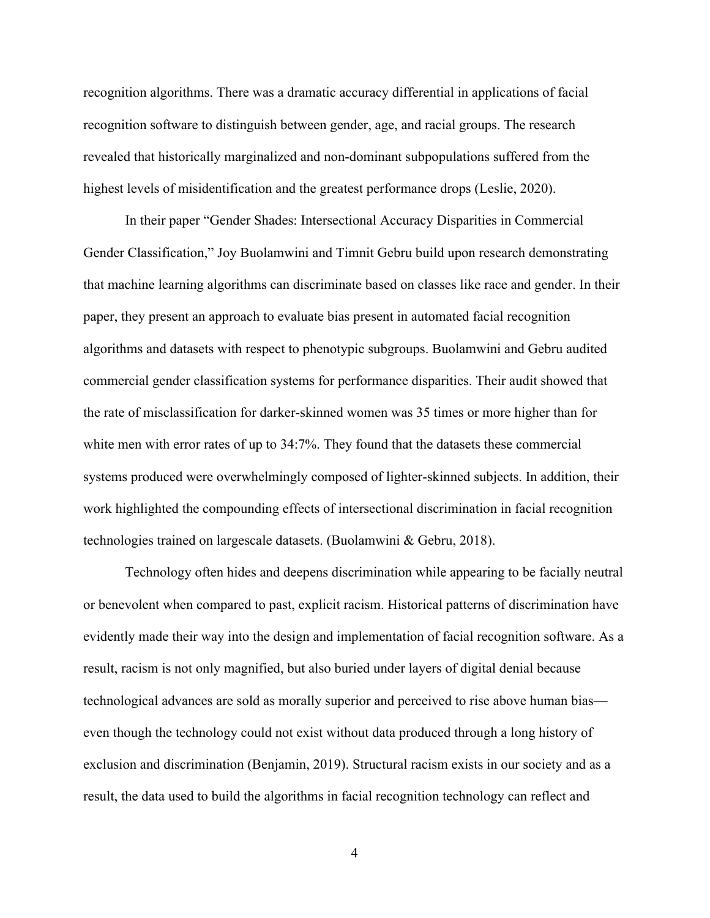recognition algorithms. There was a dramatic accuracy differential in applications of facial recognition software to distinguish between gender, age, and racial groups. The research revealed that historically marginalized and non-dominant subpopulations suffered from the highest levels of misidentification and the greatest performance drops (Leslie, 2020).

In their paper "Gender Shades: Intersectional Accuracy Disparities in Commercial Gender Classification," Joy Buolamwini and Timnit Gebru build upon research demonstrating that machine learning algorithms can discriminate based on classes like race and gender. In their paper, they present an approach to evaluate bias present in automated facial recognition algorithms and datasets with respect to phenotypic subgroups. Buolamwini and Gebru audited commercial gender classification systems for performance disparities. Their audit showed that the rate of misclassification for darker-skinned women was 35 times or more higher than for white men with error rates of up to 34:7%. They found that the datasets these commercial systems produced were overwhelmingly composed of lighter-skinned subjects. In addition, their work highlighted the compounding effects of intersectional discrimination in facial recognition technologies trained on largescale datasets. (Buolamwini & Gebru, 2018).

Technology often hides and deepens discrimination while appearing to be facially neutral or benevolent when compared to past, explicit racism. Historical patterns of discrimination have evidently made their way into the design and implementation of facial recognition software. As a result, racism is not only magnified, but also buried under layers of digital denial because technological advances are sold as morally superior and perceived to rise above human bias—even though the technology could not exist without data produced through a long history of exclusion and discrimination (Benjamin, 2019). Structural racism exists in our society and as a result, the data used to build the algorithms in facial recognition technology can reflect and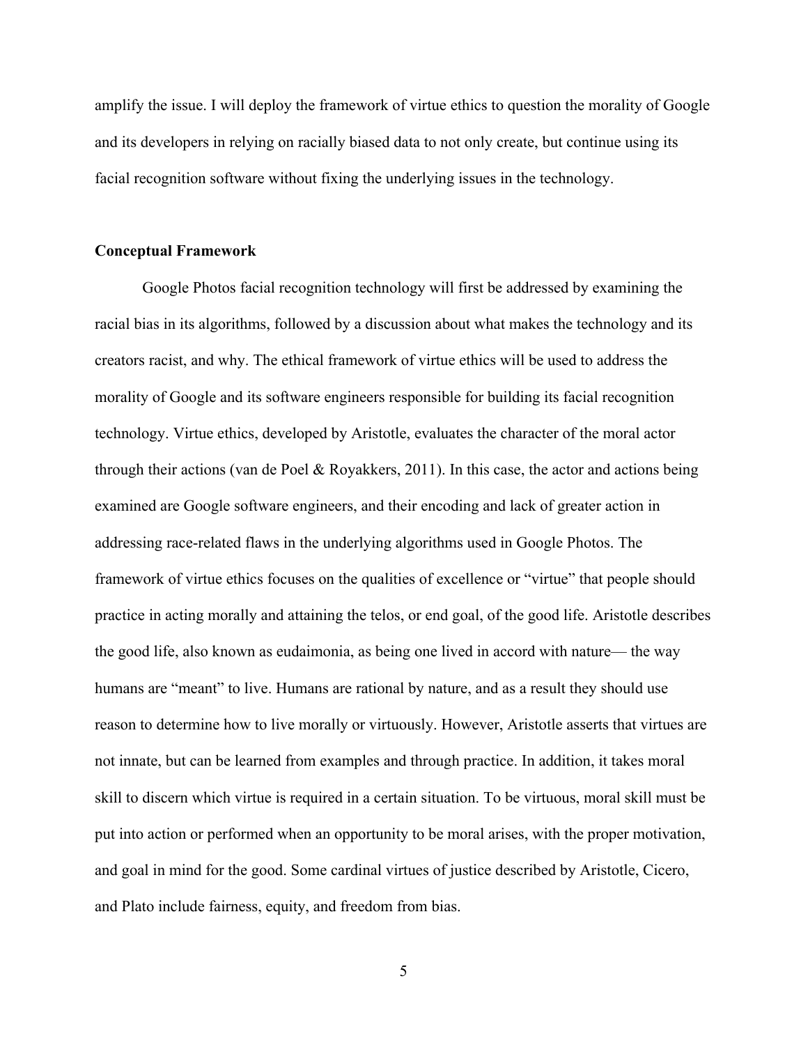amplify the issue. I will deploy the framework of virtue ethics to question the morality of Google and its developers in relying on racially biased data to not only create, but continue using its facial recognition software without fixing the underlying issues in the technology.

**Conceptual Framework**

Google Photos facial recognition technology will first be addressed by examining the racial bias in its algorithms, followed by a discussion about what makes the technology and its creators racist, and why. The ethical framework of virtue ethics will be used to address the morality of Google and its software engineers responsible for building its facial recognition technology. Virtue ethics, developed by Aristotle, evaluates the character of the moral actor through their actions (van de Poel & Royakkers, 2011). In this case, the actor and actions being examined are Google software engineers, and their encoding and lack of greater action in addressing race-related flaws in the underlying algorithms used in Google Photos. The framework of virtue ethics focuses on the qualities of excellence or "virtue" that people should practice in acting morally and attaining the telos, or end goal, of the good life. Aristotle describes the good life, also known as eudaimonia, as being one lived in accord with nature— the way humans are "meant" to live. Humans are rational by nature, and as a result they should use reason to determine how to live morally or virtuously. However, Aristotle asserts that virtues are not innate, but can be learned from examples and through practice. In addition, it takes moral skill to discern which virtue is required in a certain situation. To be virtuous, moral skill must be put into action or performed when an opportunity to be moral arises, with the proper motivation, and goal in mind for the good. Some cardinal virtues of justice described by Aristotle, Cicero, and Plato include fairness, equity, and freedom from bias.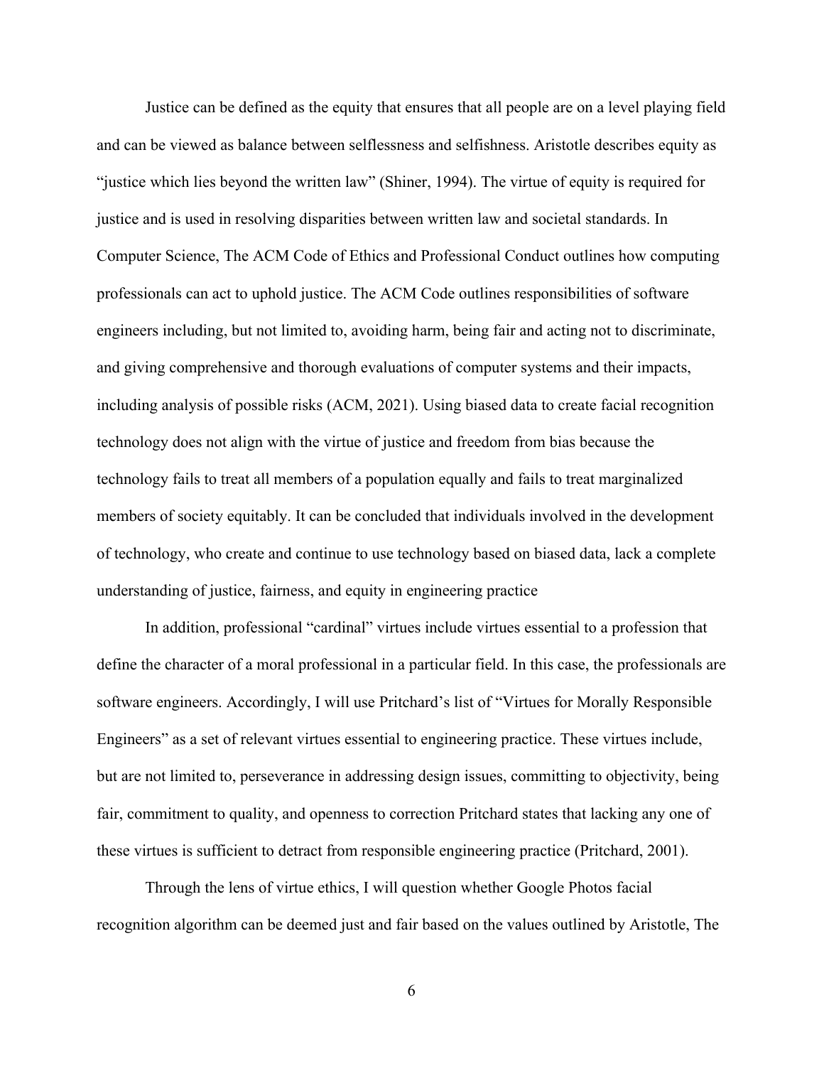Justice can be defined as the equity that ensures that all people are on a level playing field and can be viewed as balance between selflessness and selfishness. Aristotle describes equity as "justice which lies beyond the written law" (Shiner, 1994). The virtue of equity is required for justice and is used in resolving disparities between written law and societal standards. In Computer Science, The ACM Code of Ethics and Professional Conduct outlines how computing professionals can act to uphold justice. The ACM Code outlines responsibilities of software engineers including, but not limited to, avoiding harm, being fair and acting not to discriminate, and giving comprehensive and thorough evaluations of computer systems and their impacts, including analysis of possible risks (ACM, 2021). Using biased data to create facial recognition technology does not align with the virtue of justice and freedom from bias because the technology fails to treat all members of a population equally and fails to treat marginalized members of society equitably. It can be concluded that individuals involved in the development of technology, who create and continue to use technology based on biased data, lack a complete understanding of justice, fairness, and equity in engineering practice

In addition, professional "cardinal" virtues include virtues essential to a profession that define the character of a moral professional in a particular field. In this case, the professionals are software engineers. Accordingly, I will use Pritchard's list of "Virtues for Morally Responsible Engineers" as a set of relevant virtues essential to engineering practice. These virtues include, but are not limited to, perseverance in addressing design issues, committing to objectivity, being fair, commitment to quality, and openness to correction Pritchard states that lacking any one of these virtues is sufficient to detract from responsible engineering practice (Pritchard, 2001).

Through the lens of virtue ethics, I will question whether Google Photos facial recognition algorithm can be deemed just and fair based on the values outlined by Aristotle, The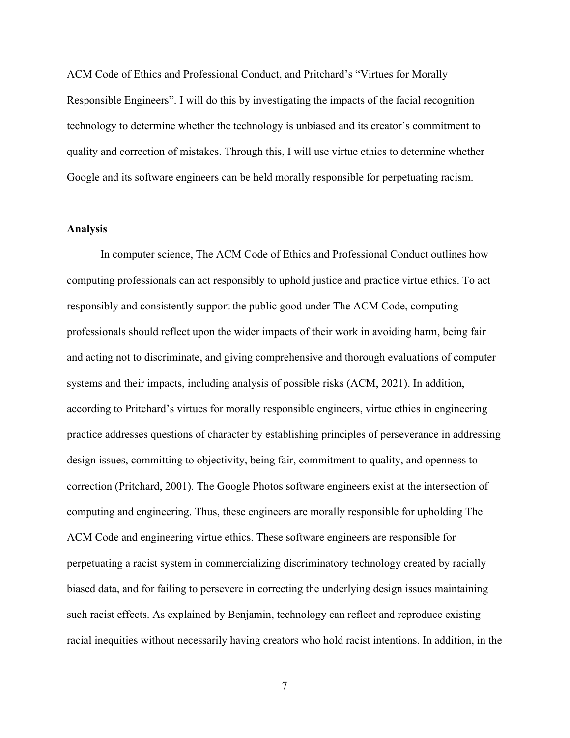ACM Code of Ethics and Professional Conduct, and Pritchard's "Virtues for Morally Responsible Engineers". I will do this by investigating the impacts of the facial recognition technology to determine whether the technology is unbiased and its creator's commitment to quality and correction of mistakes. Through this, I will use virtue ethics to determine whether Google and its software engineers can be held morally responsible for perpetuating racism.

**Analysis**

In computer science, The ACM Code of Ethics and Professional Conduct outlines how computing professionals can act responsibly to uphold justice and practice virtue ethics. To act responsibly and consistently support the public good under The ACM Code, computing professionals should reflect upon the wider impacts of their work in avoiding harm, being fair and acting not to discriminate, and giving comprehensive and thorough evaluations of computer systems and their impacts, including analysis of possible risks (ACM, 2021). In addition, according to Pritchard's virtues for morally responsible engineers, virtue ethics in engineering practice addresses questions of character by establishing principles of perseverance in addressing design issues, committing to objectivity, being fair, commitment to quality, and openness to correction (Pritchard, 2001). The Google Photos software engineers exist at the intersection of computing and engineering. Thus, these engineers are morally responsible for upholding The ACM Code and engineering virtue ethics. These software engineers are responsible for perpetuating a racist system in commercializing discriminatory technology created by racially biased data, and for failing to persevere in correcting the underlying design issues maintaining such racist effects. As explained by Benjamin, technology can reflect and reproduce existing racial inequities without necessarily having creators who hold racist intentions. In addition, in the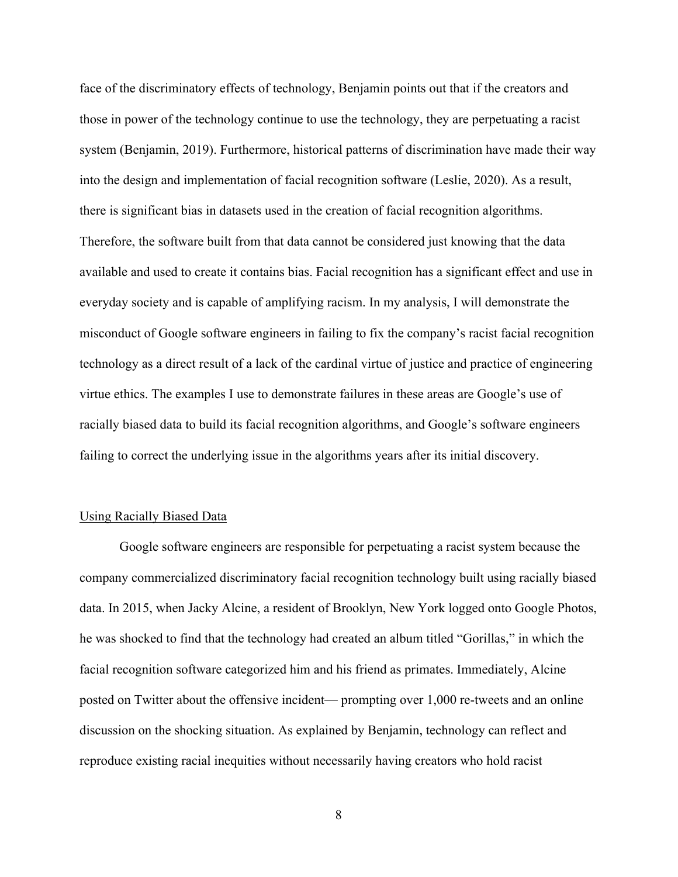face of the discriminatory effects of technology, Benjamin points out that if the creators and those in power of the technology continue to use the technology, they are perpetuating a racist system (Benjamin, 2019). Furthermore, historical patterns of discrimination have made their way into the design and implementation of facial recognition software (Leslie, 2020). As a result, there is significant bias in datasets used in the creation of facial recognition algorithms. Therefore, the software built from that data cannot be considered just knowing that the data available and used to create it contains bias. Facial recognition has a significant effect and use in everyday society and is capable of amplifying racism. In my analysis, I will demonstrate the misconduct of Google software engineers in failing to fix the company's racist facial recognition technology as a direct result of a lack of the cardinal virtue of justice and practice of engineering virtue ethics. The examples I use to demonstrate failures in these areas are Google's use of racially biased data to build its facial recognition algorithms, and Google's software engineers failing to correct the underlying issue in the algorithms years after its initial discovery.

## Using Racially Biased Data

Google software engineers are responsible for perpetuating a racist system because the company commercialized discriminatory facial recognition technology built using racially biased data. In 2015, when Jacky Alcine, a resident of Brooklyn, New York logged onto Google Photos, he was shocked to find that the technology had created an album titled "Gorillas," in which the facial recognition software categorized him and his friend as primates. Immediately, Alcine posted on Twitter about the offensive incident— prompting over 1,000 re-tweets and an online discussion on the shocking situation. As explained by Benjamin, technology can reflect and reproduce existing racial inequities without necessarily having creators who hold racist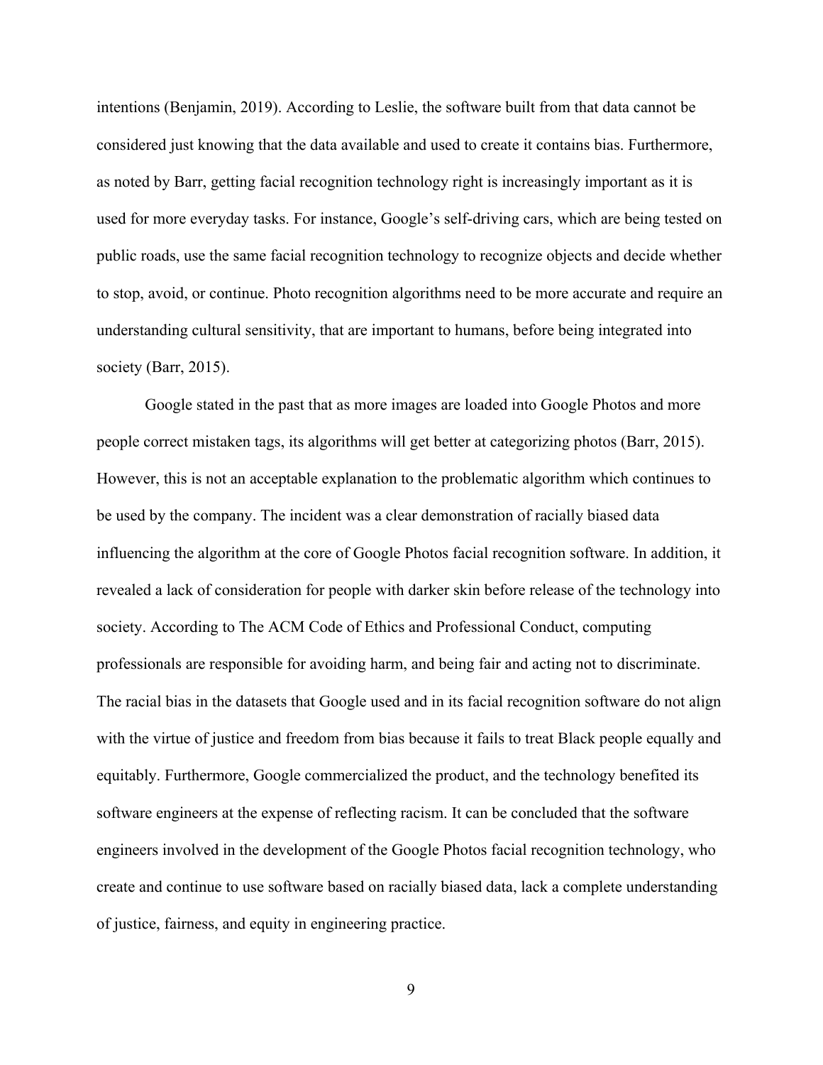intentions (Benjamin, 2019). According to Leslie, the software built from that data cannot be considered just knowing that the data available and used to create it contains bias. Furthermore, as noted by Barr, getting facial recognition technology right is increasingly important as it is used for more everyday tasks. For instance, Google's self-driving cars, which are being tested on public roads, use the same facial recognition technology to recognize objects and decide whether to stop, avoid, or continue. Photo recognition algorithms need to be more accurate and require an understanding cultural sensitivity, that are important to humans, before being integrated into society (Barr, 2015).

Google stated in the past that as more images are loaded into Google Photos and more people correct mistaken tags, its algorithms will get better at categorizing photos (Barr, 2015). However, this is not an acceptable explanation to the problematic algorithm which continues to be used by the company. The incident was a clear demonstration of racially biased data influencing the algorithm at the core of Google Photos facial recognition software. In addition, it revealed a lack of consideration for people with darker skin before release of the technology into society. According to The ACM Code of Ethics and Professional Conduct, computing professionals are responsible for avoiding harm, and being fair and acting not to discriminate. The racial bias in the datasets that Google used and in its facial recognition software do not align with the virtue of justice and freedom from bias because it fails to treat Black people equally and equitably. Furthermore, Google commercialized the product, and the technology benefited its software engineers at the expense of reflecting racism. It can be concluded that the software engineers involved in the development of the Google Photos facial recognition technology, who create and continue to use software based on racially biased data, lack a complete understanding of justice, fairness, and equity in engineering practice.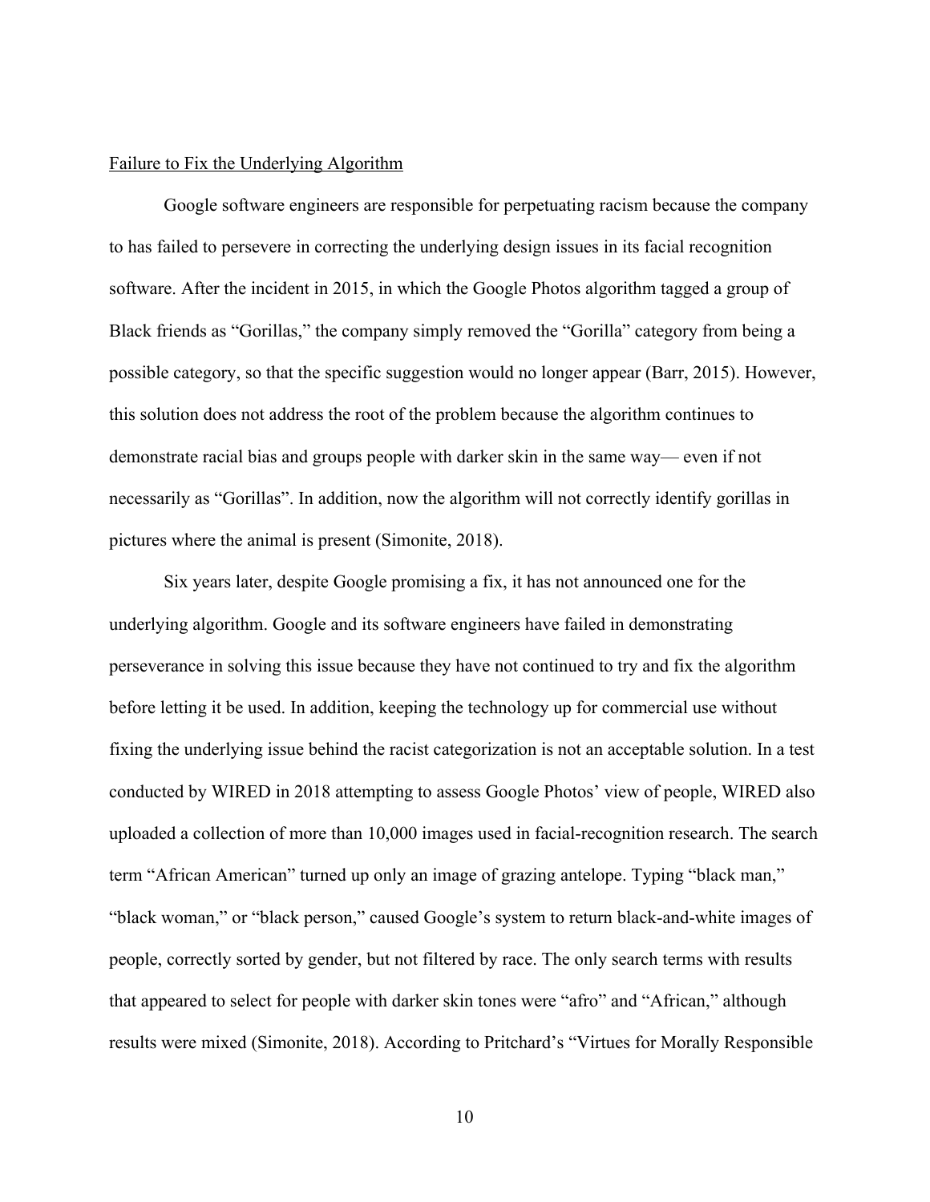<u>Failure to Fix the Underlying Algorithm</u>

Google software engineers are responsible for perpetuating racism because the company to has failed to persevere in correcting the underlying design issues in its facial recognition software. After the incident in 2015, in which the Google Photos algorithm tagged a group of Black friends as "Gorillas," the company simply removed the "Gorilla" category from being a possible category, so that the specific suggestion would no longer appear (Barr, 2015). However, this solution does not address the root of the problem because the algorithm continues to demonstrate racial bias and groups people with darker skin in the same way— even if not necessarily as "Gorillas". In addition, now the algorithm will not correctly identify gorillas in pictures where the animal is present (Simonite, 2018).

Six years later, despite Google promising a fix, it has not announced one for the underlying algorithm. Google and its software engineers have failed in demonstrating perseverance in solving this issue because they have not continued to try and fix the algorithm before letting it be used. In addition, keeping the technology up for commercial use without fixing the underlying issue behind the racist categorization is not an acceptable solution. In a test conducted by WIRED in 2018 attempting to assess Google Photos' view of people, WIRED also uploaded a collection of more than 10,000 images used in facial-recognition research. The search term "African American" turned up only an image of grazing antelope. Typing "black man," "black woman," or "black person," caused Google's system to return black-and-white images of people, correctly sorted by gender, but not filtered by race. The only search terms with results that appeared to select for people with darker skin tones were "afro" and "African," although results were mixed (Simonite, 2018). According to Pritchard's "Virtues for Morally Responsible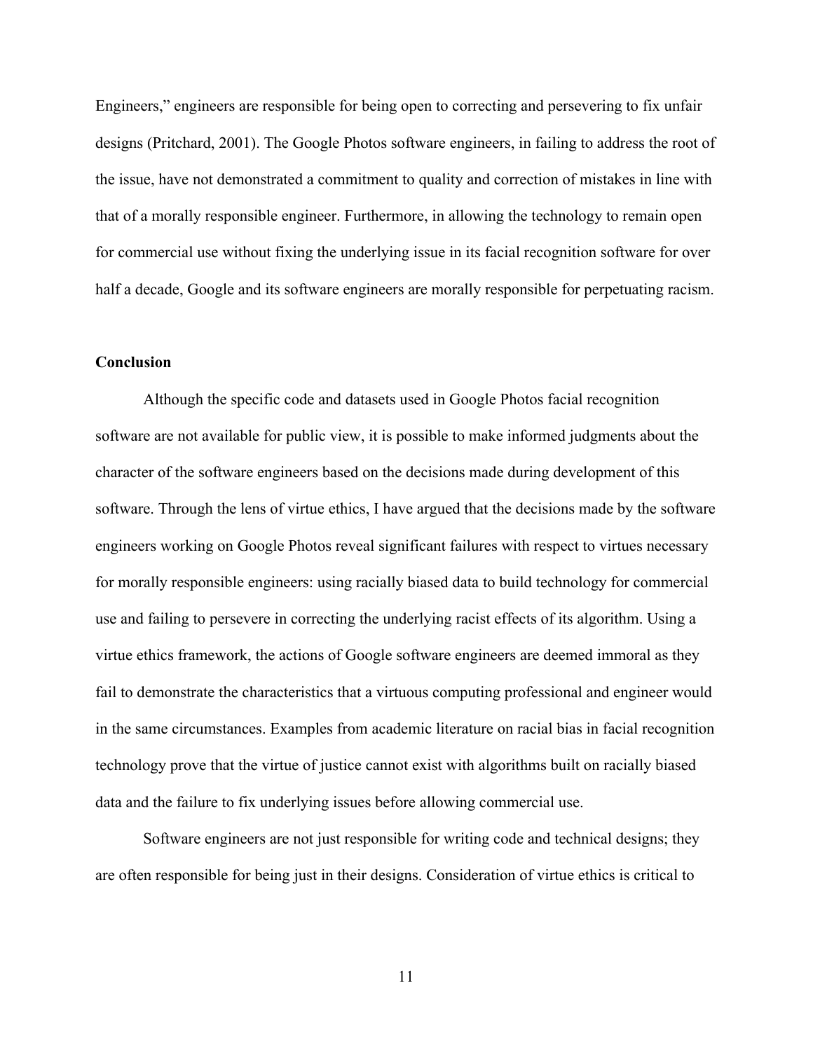Engineers," engineers are responsible for being open to correcting and persevering to fix unfair designs (Pritchard, 2001). The Google Photos software engineers, in failing to address the root of the issue, have not demonstrated a commitment to quality and correction of mistakes in line with that of a morally responsible engineer. Furthermore, in allowing the technology to remain open for commercial use without fixing the underlying issue in its facial recognition software for over half a decade, Google and its software engineers are morally responsible for perpetuating racism.

## Conclusion

Although the specific code and datasets used in Google Photos facial recognition software are not available for public view, it is possible to make informed judgments about the character of the software engineers based on the decisions made during development of this software. Through the lens of virtue ethics, I have argued that the decisions made by the software engineers working on Google Photos reveal significant failures with respect to virtues necessary for morally responsible engineers: using racially biased data to build technology for commercial use and failing to persevere in correcting the underlying racist effects of its algorithm. Using a virtue ethics framework, the actions of Google software engineers are deemed immoral as they fail to demonstrate the characteristics that a virtuous computing professional and engineer would in the same circumstances. Examples from academic literature on racial bias in facial recognition technology prove that the virtue of justice cannot exist with algorithms built on racially biased data and the failure to fix underlying issues before allowing commercial use.

Software engineers are not just responsible for writing code and technical designs; they are often responsible for being just in their designs. Consideration of virtue ethics is critical to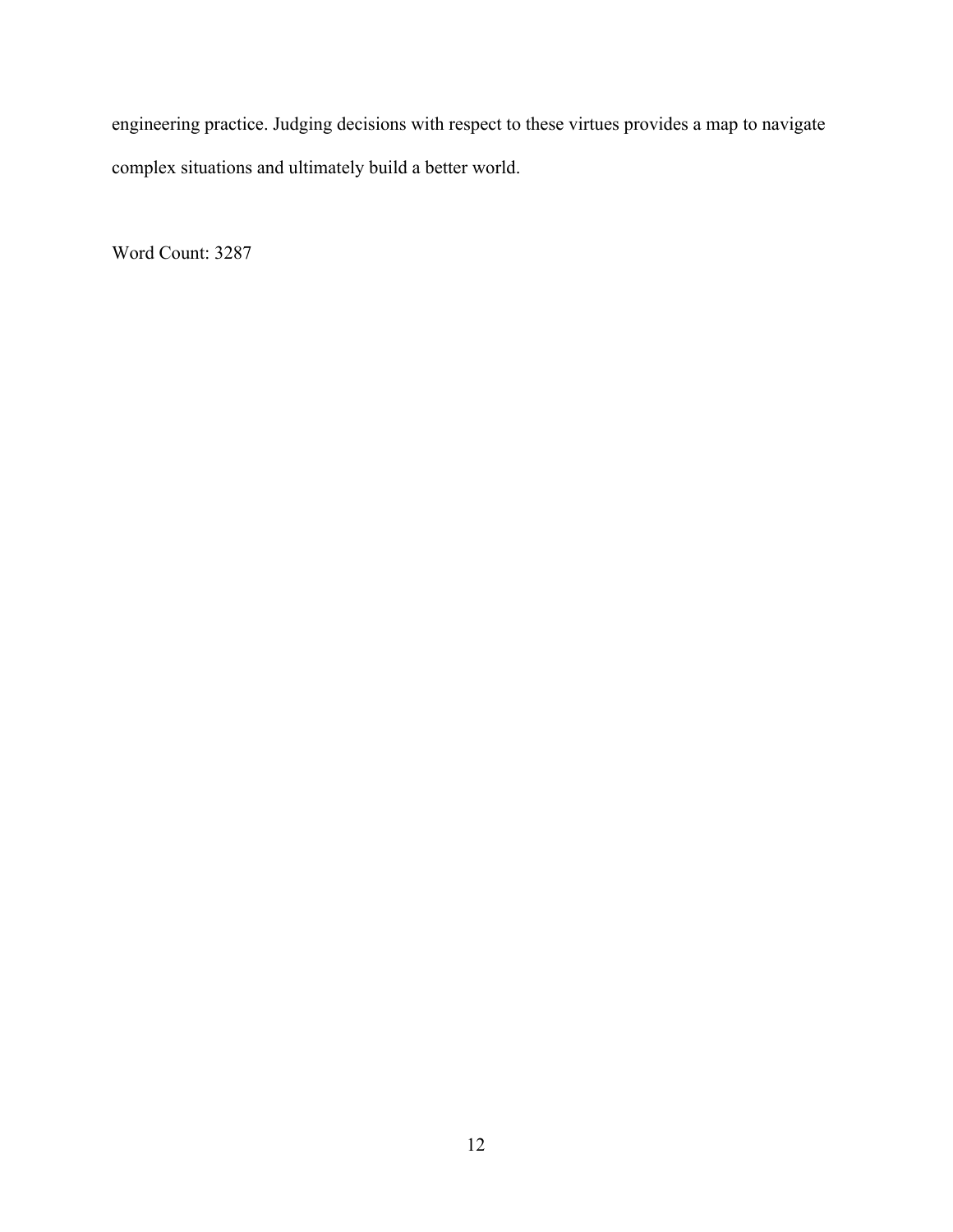engineering practice. Judging decisions with respect to these virtues provides a map to navigate complex situations and ultimately build a better world.

Word Count: 3287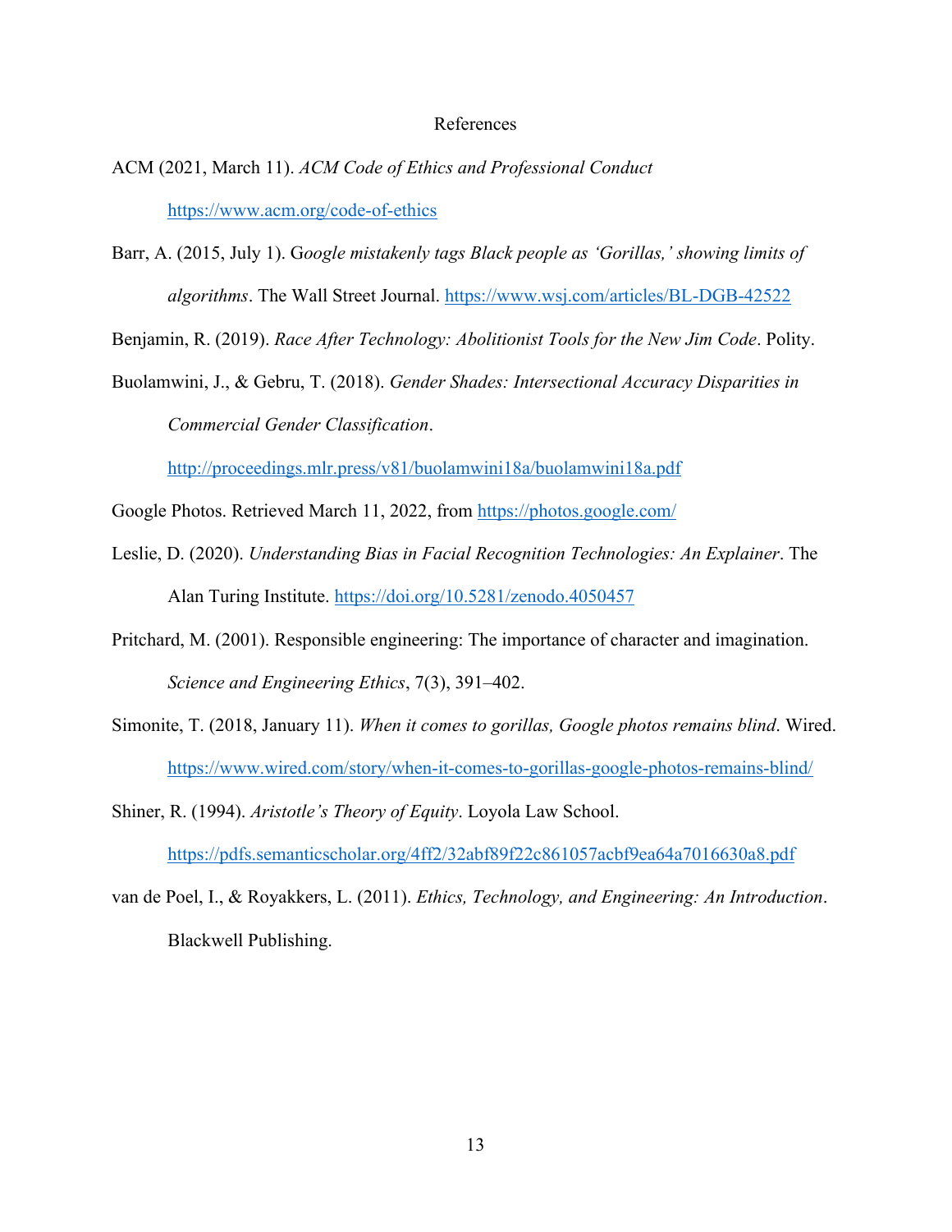# References

ACM (2021, March 11). *ACM Code of Ethics and Professional Conduct* https://www.acm.org/code-of-ethics

Barr, A. (2015, July 1). G*oogle mistakenly tags Black people as 'Gorillas,' showing limits of algorithms*. The Wall Street Journal. https://www.wsj.com/articles/BL-DGB-42522

Benjamin, R. (2019). *Race After Technology: Abolitionist Tools for the New Jim Code*. Polity.

Buolamwini, J., & Gebru, T. (2018). *Gender Shades: Intersectional Accuracy Disparities in Commercial Gender Classification*. http://proceedings.mlr.press/v81/buolamwini18a/buolamwini18a.pdf

Google Photos. Retrieved March 11, 2022, from https://photos.google.com/

Leslie, D. (2020). *Understanding Bias in Facial Recognition Technologies: An Explainer*. The Alan Turing Institute. https://doi.org/10.5281/zenodo.4050457

Pritchard, M. (2001). Responsible engineering: The importance of character and imagination. *Science and Engineering Ethics*, 7(3), 391–402.

Simonite, T. (2018, January 11). *When it comes to gorillas, Google photos remains blind*. Wired. https://www.wired.com/story/when-it-comes-to-gorillas-google-photos-remains-blind/

Shiner, R. (1994). *Aristotle's Theory of Equity*. Loyola Law School. https://pdfs.semanticscholar.org/4ff2/32abf89f22c861057acbf9ea64a7016630a8.pdf

van de Poel, I., & Royakkers, L. (2011). *Ethics, Technology, and Engineering: An Introduction*. Blackwell Publishing.